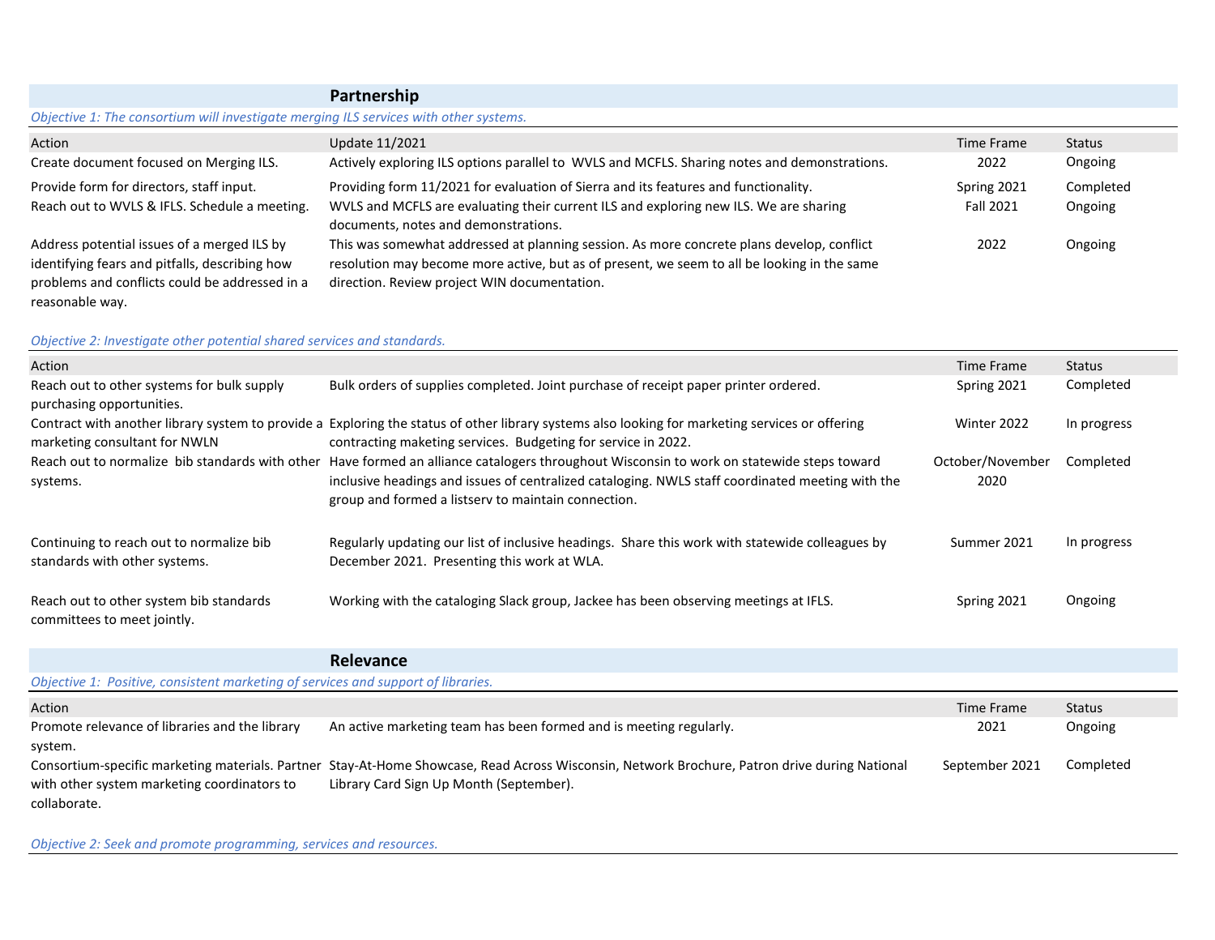## Partnership

*Objective 1: The consortium will investigate merging ILS services with other systems.*

| Action | Update 11/2021 | Time Frame | Status |
|---|---|---|---|
| Create document focused on Merging ILS. | Actively exploring ILS options parallel to WVLS and MCFLS. Sharing notes and demonstrations. | 2022 | Ongoing |
| Provide form for directors, staff input. | Providing form 11/2021 for evaluation of Sierra and its features and functionality. | Spring 2021 | Completed |
| Reach out to WVLS & IFLS. Schedule a meeting. | WVLS and MCFLS are evaluating their current ILS and exploring new ILS. We are sharing documents, notes and demonstrations. | Fall 2021 | Ongoing |
| Address potential issues of a merged ILS by identifying fears and pitfalls, describing how problems and conflicts could be addressed in a reasonable way. | This was somewhat addressed at planning session. As more concrete plans develop, conflict resolution may become more active, but as of present, we seem to all be looking in the same direction. Review project WIN documentation. | 2022 | Ongoing |

*Objective 2: Investigate other potential shared services and standards.*

| Action | | Time Frame | Status |
|---|---|---|---|
| Reach out to other systems for bulk supply purchasing opportunities. | Bulk orders of supplies completed. Joint purchase of receipt paper printer ordered. | Spring 2021 | Completed |
| Contract with another library system to provide a marketing consultant for NWLN | Exploring the status of other library systems also looking for marketing services or offering contracting maketing services. Budgeting for service in 2022. | Winter 2022 | In progress |
| Reach out to normalize bib standards with other systems. | Have formed an alliance catalogers throughout Wisconsin to work on statewide steps toward inclusive headings and issues of centralized cataloging. NWLS staff coordinated meeting with the group and formed a listserv to maintain connection. | October/November 2020 | Completed |
| Continuing to reach out to normalize bib standards with other systems. | Regularly updating our list of inclusive headings. Share this work with statewide colleagues by December 2021. Presenting this work at WLA. | Summer 2021 | In progress |
| Reach out to other system bib standards committees to meet jointly. | Working with the cataloging Slack group, Jackee has been observing meetings at IFLS. | Spring 2021 | Ongoing |

## Relevance

*Objective 1: Positive, consistent marketing of services and support of libraries.*

| Action | | Time Frame | Status |
|---|---|---|---|
| Promote relevance of libraries and the library system. | An active marketing team has been formed and is meeting regularly. | 2021 | Ongoing |
| Consortium-specific marketing materials. Partner with other system marketing coordinators to collaborate. | Stay-At-Home Showcase, Read Across Wisconsin, Network Brochure, Patron drive during National Library Card Sign Up Month (September). | September 2021 | Completed |

*Objective 2: Seek and promote programming, services and resources.*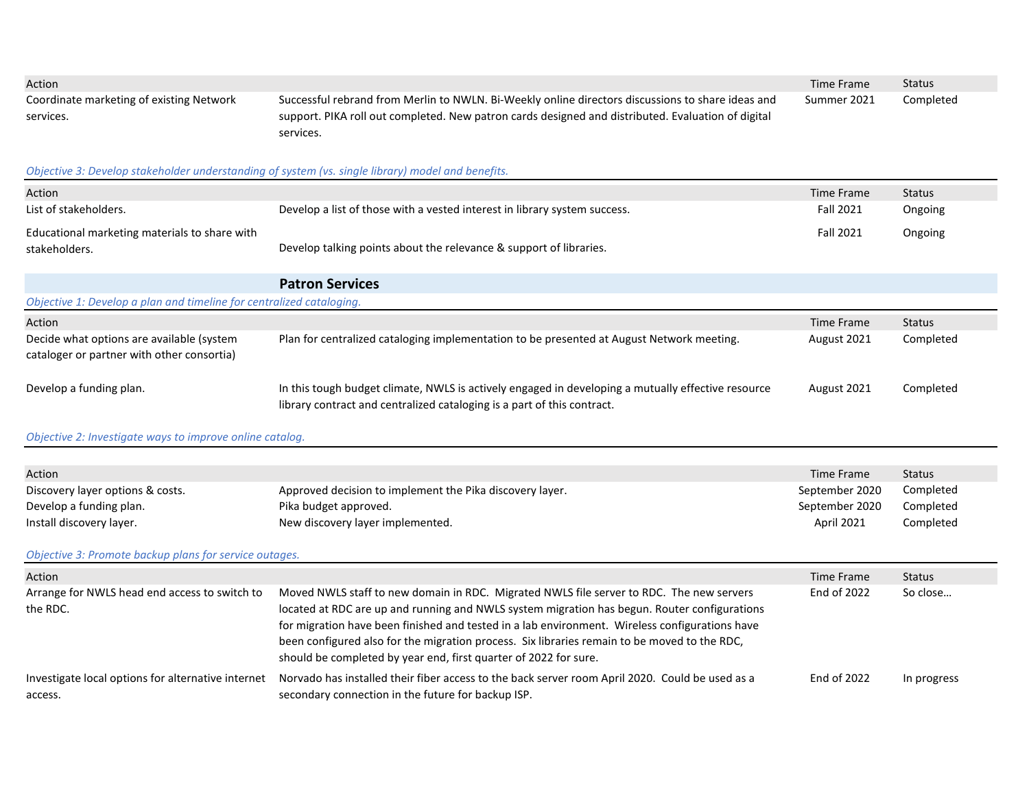| Action | | Time Frame | Status |
|---|---|---|---|
| Coordinate marketing of existing Network services. | Successful rebrand from Merlin to NWLN. Bi-Weekly online directors discussions to share ideas and support. PIKA roll out completed. New patron cards designed and distributed. Evaluation of digital services. | Summer 2021 | Completed |

*Objective 3: Develop stakeholder understanding of system (vs. single library) model and benefits.*

| Action | | Time Frame | Status |
|---|---|---|---|
| List of stakeholders. | Develop a list of those with a vested interest in library system success. | Fall 2021 | Ongoing |
| Educational marketing materials to share with stakeholders. | Develop talking points about the relevance & support of libraries. | Fall 2021 | Ongoing |

## Patron Services

*Objective 1: Develop a plan and timeline for centralized cataloging.*

| Action | | Time Frame | Status |
|---|---|---|---|
| Decide what options are available (system cataloger or partner with other consortia) | Plan for centralized cataloging implementation to be presented at August Network meeting. | August 2021 | Completed |
| Develop a funding plan. | In this tough budget climate, NWLS is actively engaged in developing a mutually effective resource library contract and centralized cataloging is a part of this contract. | August 2021 | Completed |

*Objective 2: Investigate ways to improve online catalog.*

| Action | | Time Frame | Status |
|---|---|---|---|
| Discovery layer options & costs. | Approved decision to implement the Pika discovery layer. | September 2020 | Completed |
| Develop a funding plan. | Pika budget approved. | September 2020 | Completed |
| Install discovery layer. | New discovery layer implemented. | April 2021 | Completed |

*Objective 3: Promote backup plans for service outages.*

| Action | | Time Frame | Status |
|---|---|---|---|
| Arrange for NWLS head end access to switch to the RDC. | Moved NWLS staff to new domain in RDC. Migrated NWLS file server to RDC. The new servers located at RDC are up and running and NWLS system migration has begun. Router configurations for migration have been finished and tested in a lab environment. Wireless configurations have been configured also for the migration process. Six libraries remain to be moved to the RDC, should be completed by year end, first quarter of 2022 for sure. | End of 2022 | So close… |
| Investigate local options for alternative internet access. | Norvado has installed their fiber access to the back server room April 2020. Could be used as a secondary connection in the future for backup ISP. | End of 2022 | In progress |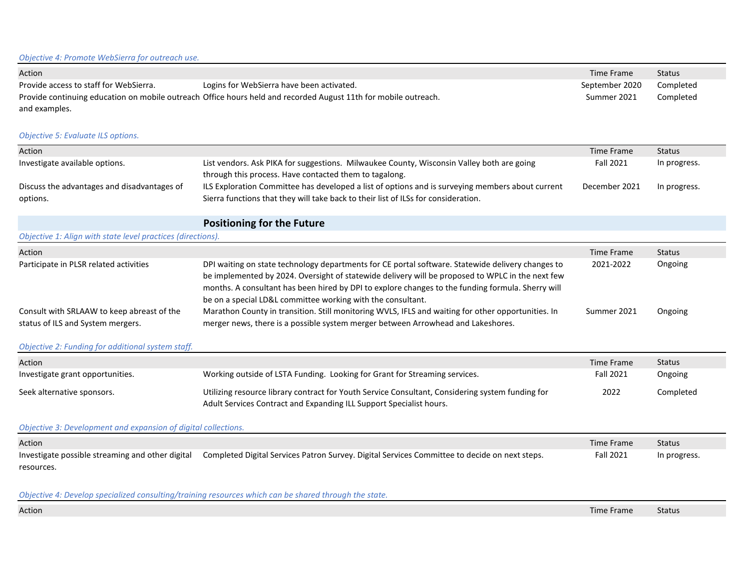*Objective 4: Promote WebSierra for outreach use.*

| Action | | Time Frame | Status |
|---|---|---|---|
| Provide access to staff for WebSierra. | Logins for WebSierra have been activated. | September 2020 | Completed |
| Provide continuing education on mobile outreach and examples. | Office hours held and recorded August 11th for mobile outreach. | Summer 2021 | Completed |

*Objective 5: Evaluate ILS options.*

| Action | | Time Frame | Status |
|---|---|---|---|
| Investigate available options. | List vendors. Ask PIKA for suggestions. Milwaukee County, Wisconsin Valley both are going through this process. Have contacted them to tagalong. | Fall 2021 | In progress. |
| Discuss the advantages and disadvantages of options. | ILS Exploration Committee has developed a list of options and is surveying members about current Sierra functions that they will take back to their list of ILSs for consideration. | December 2021 | In progress. |

## Positioning for the Future

*Objective 1: Align with state level practices (directions).*

| Action | | Time Frame | Status |
|---|---|---|---|
| Participate in PLSR related activities | DPI waiting on state technology departments for CE portal software. Statewide delivery changes to be implemented by 2024. Oversight of statewide delivery will be proposed to WPLC in the next few months. A consultant has been hired by DPI to explore changes to the funding formula. Sherry will be on a special LD&L committee working with the consultant. | 2021-2022 | Ongoing |
| Consult with SRLAAW to keep abreast of the status of ILS and System mergers. | Marathon County in transition. Still monitoring WVLS, IFLS and waiting for other opportunities. In merger news, there is a possible system merger between Arrowhead and Lakeshores. | Summer 2021 | Ongoing |

*Objective 2: Funding for additional system staff.*

| Action | | Time Frame | Status |
|---|---|---|---|
| Investigate grant opportunities. | Working outside of LSTA Funding. Looking for Grant for Streaming services. | Fall 2021 | Ongoing |
| Seek alternative sponsors. | Utilizing resource library contract for Youth Service Consultant, Considering system funding for Adult Services Contract and Expanding ILL Support Specialist hours. | 2022 | Completed |

*Objective 3: Development and expansion of digital collections.*

| Action | | Time Frame | Status |
|---|---|---|---|
| Investigate possible streaming and other digital resources. | Completed Digital Services Patron Survey. Digital Services Committee to decide on next steps. | Fall 2021 | In progress. |

*Objective 4: Develop specialized consulting/training resources which can be shared through the state.*

| Action | | Time Frame | Status |
|---|---|---|---|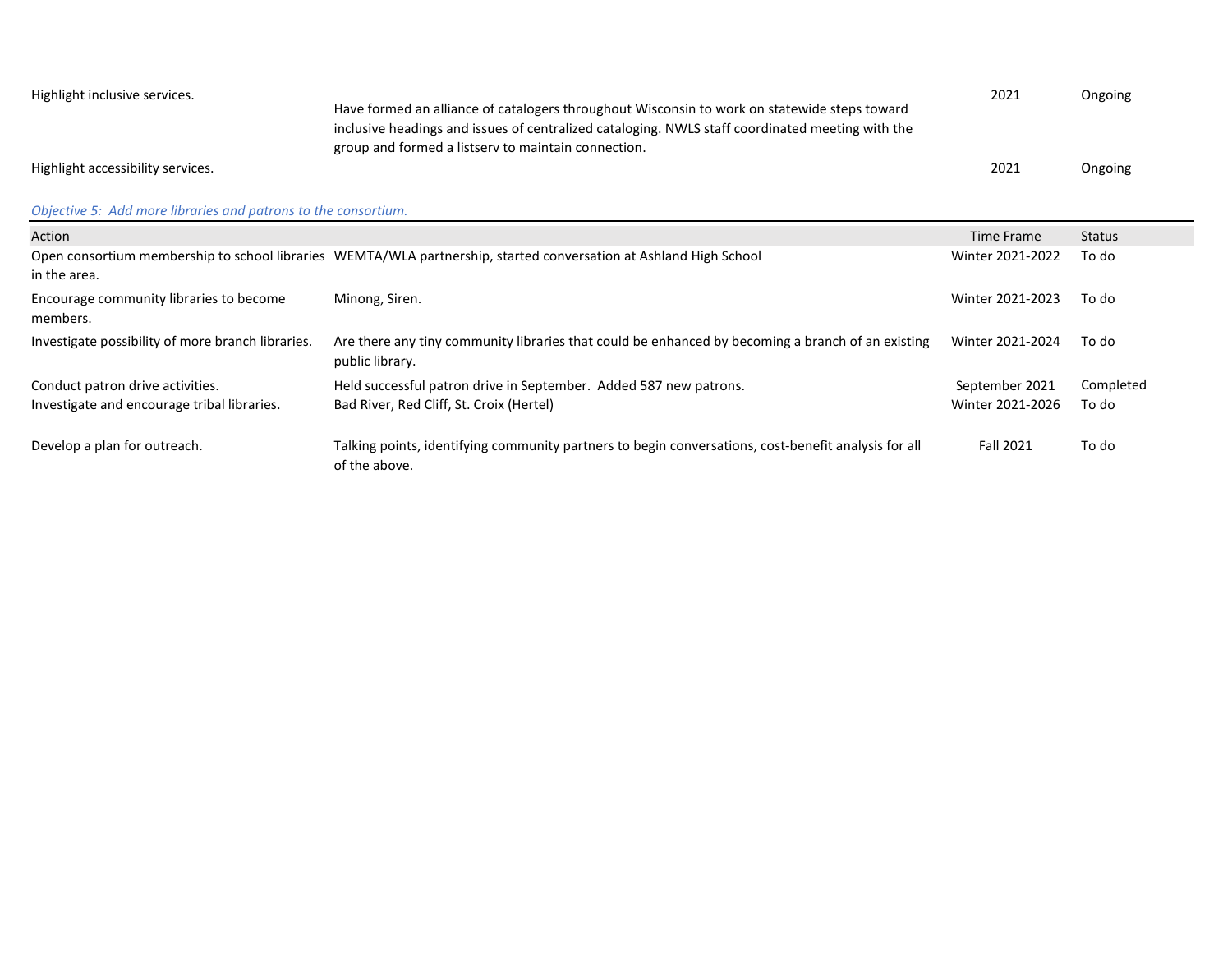| | | | |
|---|---|---|---|
| Highlight inclusive services. | Have formed an alliance of catalogers throughout Wisconsin to work on statewide steps toward inclusive headings and issues of centralized cataloging. NWLS staff coordinated meeting with the group and formed a listserv to maintain connection. | 2021 | Ongoing |
| Highlight accessibility services. | | 2021 | Ongoing |

*Objective 5: Add more libraries and patrons to the consortium.*

| Action | | Time Frame | Status |
|---|---|---|---|
| Open consortium membership to school libraries in the area. | WEMTA/WLA partnership, started conversation at Ashland High School | Winter 2021-2022 | To do |
| Encourage community libraries to become members. | Minong, Siren. | Winter 2021-2023 | To do |
| Investigate possibility of more branch libraries. | Are there any tiny community libraries that could be enhanced by becoming a branch of an existing public library. | Winter 2021-2024 | To do |
| Conduct patron drive activities. | Held successful patron drive in September. Added 587 new patrons. | September 2021 | Completed |
| Investigate and encourage tribal libraries. | Bad River, Red Cliff, St. Croix (Hertel) | Winter 2021-2026 | To do |
| Develop a plan for outreach. | Talking points, identifying community partners to begin conversations, cost-benefit analysis for all of the above. | Fall 2021 | To do |